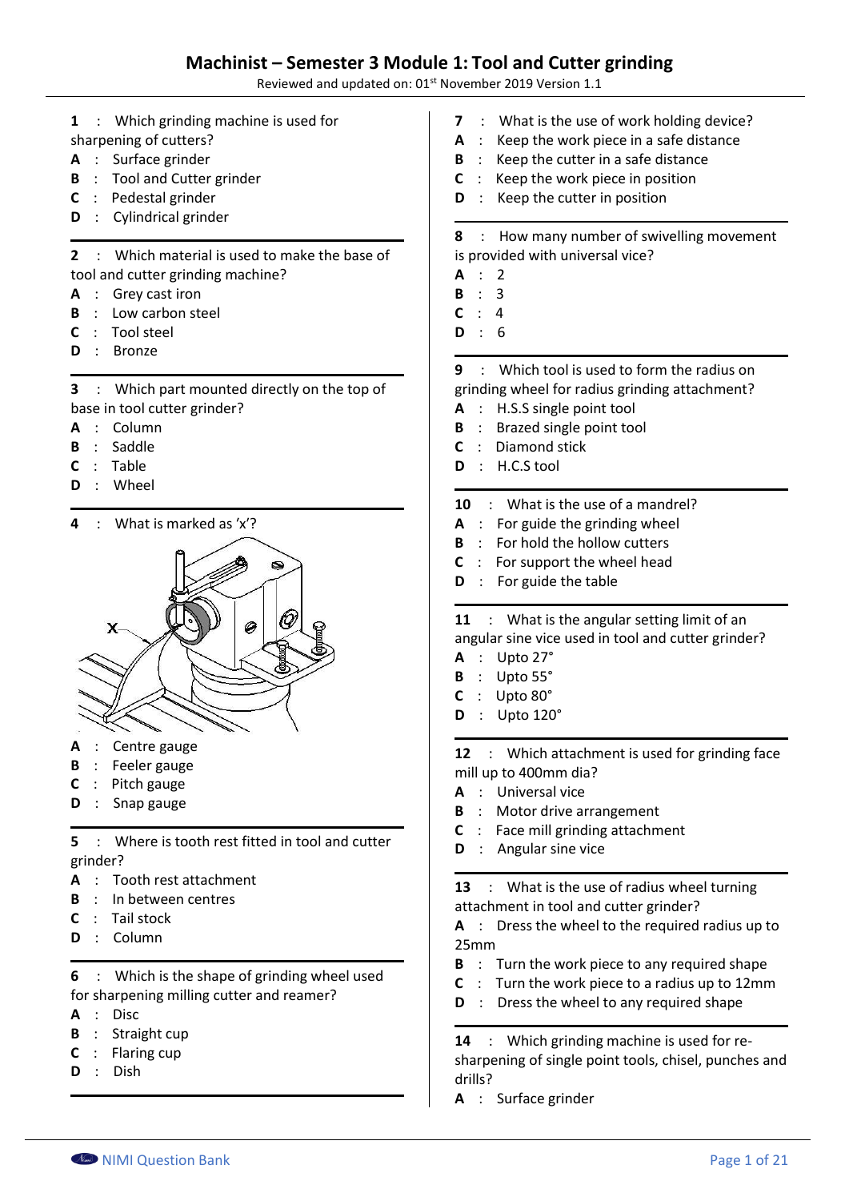# Machinist – Semester 3 Module 1: Tool and Cutter grinding

Reviewed and updated on: 01st November 2019 Version 1.1

**1** : Which grinding machine is used for sharpening of cutters?

**A** : Surface grinder
**B** : Tool and Cutter grinder
**C** : Pedestal grinder
**D** : Cylindrical grinder

---

**2** : Which material is used to make the base of tool and cutter grinding machine?

**A** : Grey cast iron
**B** : Low carbon steel
**C** : Tool steel
**D** : Bronze

---

**3** : Which part mounted directly on the top of base in tool cutter grinder?

**A** : Column
**B** : Saddle
**C** : Table
**D** : Wheel

---

**4** : What is marked as 'x'?

**A** : Centre gauge
**B** : Feeler gauge
**C** : Pitch gauge
**D** : Snap gauge

---

**5** : Where is tooth rest fitted in tool and cutter grinder?

**A** : Tooth rest attachment
**B** : In between centres
**C** : Tail stock
**D** : Column

---

**6** : Which is the shape of grinding wheel used for sharpening milling cutter and reamer?

**A** : Disc
**B** : Straight cup
**C** : Flaring cup
**D** : Dish

---

**7** : What is the use of work holding device?

**A** : Keep the work piece in a safe distance
**B** : Keep the cutter in a safe distance
**C** : Keep the work piece in position
**D** : Keep the cutter in position

---

**8** : How many number of swivelling movement is provided with universal vice?

**A** : 2
**B** : 3
**C** : 4
**D** : 6

---

**9** : Which tool is used to form the radius on grinding wheel for radius grinding attachment?

**A** : H.S.S single point tool
**B** : Brazed single point tool
**C** : Diamond stick
**D** : H.C.S tool

---

**10** : What is the use of a mandrel?

**A** : For guide the grinding wheel
**B** : For hold the hollow cutters
**C** : For support the wheel head
**D** : For guide the table

---

**11** : What is the angular setting limit of an angular sine vice used in tool and cutter grinder?

**A** : Upto 27°
**B** : Upto 55°
**C** : Upto 80°
**D** : Upto 120°

---

**12** : Which attachment is used for grinding face mill up to 400mm dia?

**A** : Universal vice
**B** : Motor drive arrangement
**C** : Face mill grinding attachment
**D** : Angular sine vice

---

**13** : What is the use of radius wheel turning attachment in tool and cutter grinder?

**A** : Dress the wheel to the required radius up to 25mm
**B** : Turn the work piece to any required shape
**C** : Turn the work piece to a radius up to 12mm
**D** : Dress the wheel to any required shape

---

**14** : Which grinding machine is used for re-sharpening of single point tools, chisel, punches and drills?

**A** : Surface grinder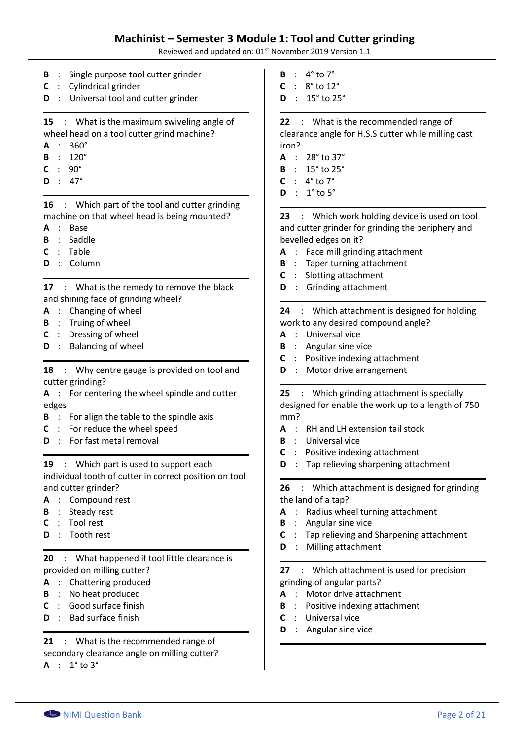**B** : Single purpose tool cutter grinder
**C** : Cylindrical grinder
**D** : Universal tool and cutter grinder

---

**15** : What is the maximum swiveling angle of wheel head on a tool cutter grind machine?
**A** : 360°
**B** : 120°
**C** : 90°
**D** : 47°

---

**16** : Which part of the tool and cutter grinding machine on that wheel head is being mounted?
**A** : Base
**B** : Saddle
**C** : Table
**D** : Column

---

**17** : What is the remedy to remove the black and shining face of grinding wheel?
**A** : Changing of wheel
**B** : Truing of wheel
**C** : Dressing of wheel
**D** : Balancing of wheel

---

**18** : Why centre gauge is provided on tool and cutter grinding?
**A** : For centering the wheel spindle and cutter edges
**B** : For align the table to the spindle axis
**C** : For reduce the wheel speed
**D** : For fast metal removal

---

**19** : Which part is used to support each individual tooth of cutter in correct position on tool and cutter grinder?
**A** : Compound rest
**B** : Steady rest
**C** : Tool rest
**D** : Tooth rest

---

**20** : What happened if tool little clearance is provided on milling cutter?
**A** : Chattering produced
**B** : No heat produced
**C** : Good surface finish
**D** : Bad surface finish

---

**21** : What is the recommended range of secondary clearance angle on milling cutter?
**A** : 1° to 3°
**B** : 4° to 7°
**C** : 8° to 12°
**D** : 15° to 25°

---

**22** : What is the recommended range of clearance angle for H.S.S cutter while milling cast iron?
**A** : 28° to 37°
**B** : 15° to 25°
**C** : 4° to 7°
**D** : 1° to 5°

---

**23** : Which work holding device is used on tool and cutter grinder for grinding the periphery and bevelled edges on it?
**A** : Face mill grinding attachment
**B** : Taper turning attachment
**C** : Slotting attachment
**D** : Grinding attachment

---

**24** : Which attachment is designed for holding work to any desired compound angle?
**A** : Universal vice
**B** : Angular sine vice
**C** : Positive indexing attachment
**D** : Motor drive arrangement

---

**25** : Which grinding attachment is specially designed for enable the work up to a length of 750 mm?
**A** : RH and LH extension tail stock
**B** : Universal vice
**C** : Positive indexing attachment
**D** : Tap relieving sharpening attachment

---

**26** : Which attachment is designed for grinding the land of a tap?
**A** : Radius wheel turning attachment
**B** : Angular sine vice
**C** : Tap relieving and Sharpening attachment
**D** : Milling attachment

---

**27** : Which attachment is used for precision grinding of angular parts?
**A** : Motor drive attachment
**B** : Positive indexing attachment
**C** : Universal vice
**D** : Angular sine vice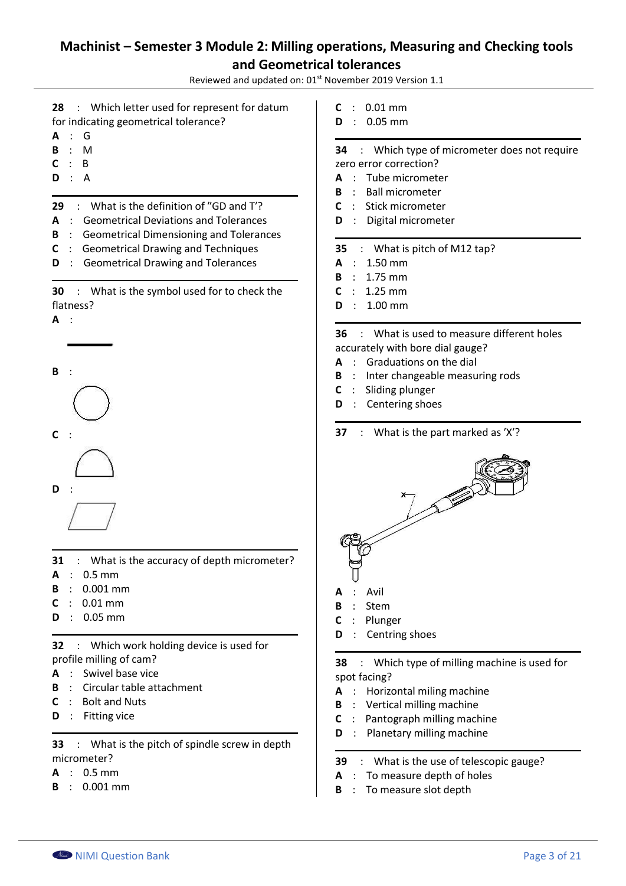# Machinist – Semester 3 Module 2: Milling operations, Measuring and Checking tools and Geometrical tolerances

Reviewed and updated on: 01st November 2019 Version 1.1

**28** : Which letter used for represent for datum for indicating geometrical tolerance?

**A** : G
**B** : M
**C** : B
**D** : A

---

**29** : What is the definition of "GD and T'?

**A** : Geometrical Deviations and Tolerances
**B** : Geometrical Dimensioning and Tolerances
**C** : Geometrical Drawing and Techniques
**D** : Geometrical Drawing and Tolerances

---

**30** : What is the symbol used for to check the flatness?

**A** :

**B** :

**C** :

**D** :

---

**31** : What is the accuracy of depth micrometer?

**A** : 0.5 mm
**B** : 0.001 mm
**C** : 0.01 mm
**D** : 0.05 mm

---

**32** : Which work holding device is used for profile milling of cam?

**A** : Swivel base vice
**B** : Circular table attachment
**C** : Bolt and Nuts
**D** : Fitting vice

---

**33** : What is the pitch of spindle screw in depth micrometer?

**A** : 0.5 mm
**B** : 0.001 mm
**C** : 0.01 mm
**D** : 0.05 mm

---

**34** : Which type of micrometer does not require zero error correction?

**A** : Tube micrometer
**B** : Ball micrometer
**C** : Stick micrometer
**D** : Digital micrometer

---

**35** : What is pitch of M12 tap?

**A** : 1.50 mm
**B** : 1.75 mm
**C** : 1.25 mm
**D** : 1.00 mm

---

**36** : What is used to measure different holes accurately with bore dial gauge?

**A** : Graduations on the dial
**B** : Inter changeable measuring rods
**C** : Sliding plunger
**D** : Centering shoes

---

**37** : What is the part marked as 'X'?

**A** : Avil
**B** : Stem
**C** : Plunger
**D** : Centring shoes

---

**38** : Which type of milling machine is used for spot facing?

**A** : Horizontal miling machine
**B** : Vertical milling machine
**C** : Pantograph milling machine
**D** : Planetary milling machine

---

**39** : What is the use of telescopic gauge?

**A** : To measure depth of holes
**B** : To measure slot depth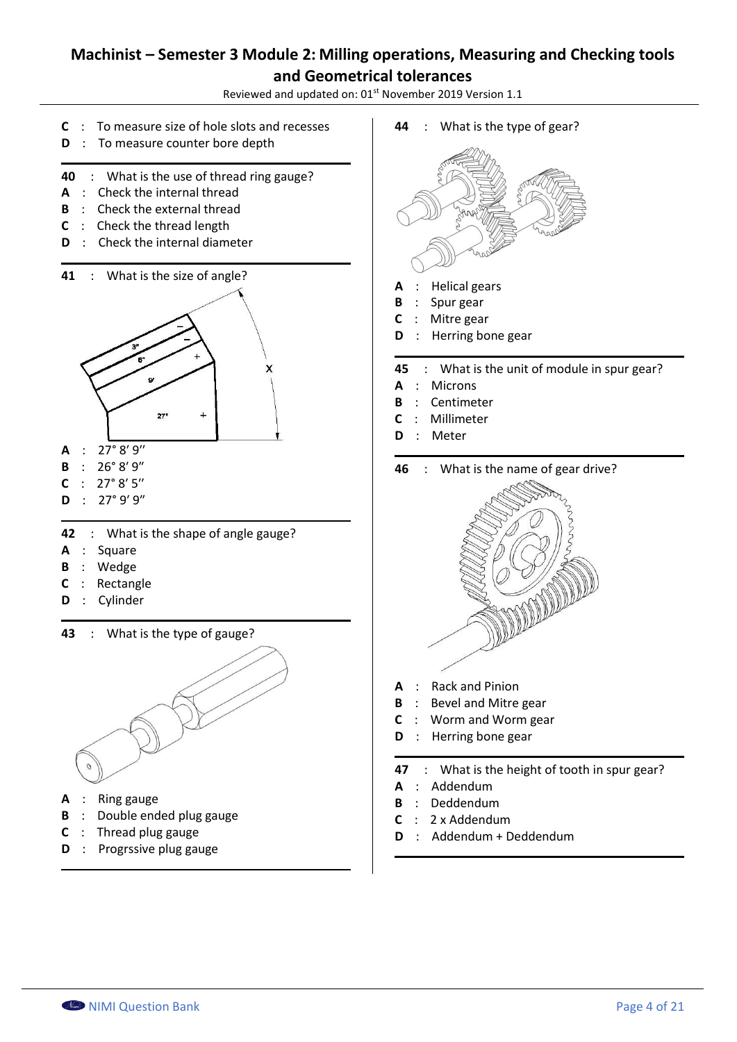C : To measure size of hole slots and recesses
D : To measure counter bore depth

---

**40** : What is the use of thread ring gauge?
**A** : Check the internal thread
**B** : Check the external thread
**C** : Check the thread length
**D** : Check the internal diameter

---

**41** : What is the size of angle?

**A** : 27° 8′ 9″
**B** : 26° 8′ 9″
**C** : 27° 8′ 5″
**D** : 27° 9′ 9″

---

**42** : What is the shape of angle gauge?
**A** : Square
**B** : Wedge
**C** : Rectangle
**D** : Cylinder

---

**43** : What is the type of gauge?

**A** : Ring gauge
**B** : Double ended plug gauge
**C** : Thread plug gauge
**D** : Progrssive plug gauge

---

**44** : What is the type of gear?

**A** : Helical gears
**B** : Spur gear
**C** : Mitre gear
**D** : Herring bone gear

---

**45** : What is the unit of module in spur gear?
**A** : Microns
**B** : Centimeter
**C** : Millimeter
**D** : Meter

---

**46** : What is the name of gear drive?

**A** : Rack and Pinion
**B** : Bevel and Mitre gear
**C** : Worm and Worm gear
**D** : Herring bone gear

---

**47** : What is the height of tooth in spur gear?
**A** : Addendum
**B** : Deddendum
**C** : 2 x Addendum
**D** : Addendum + Deddendum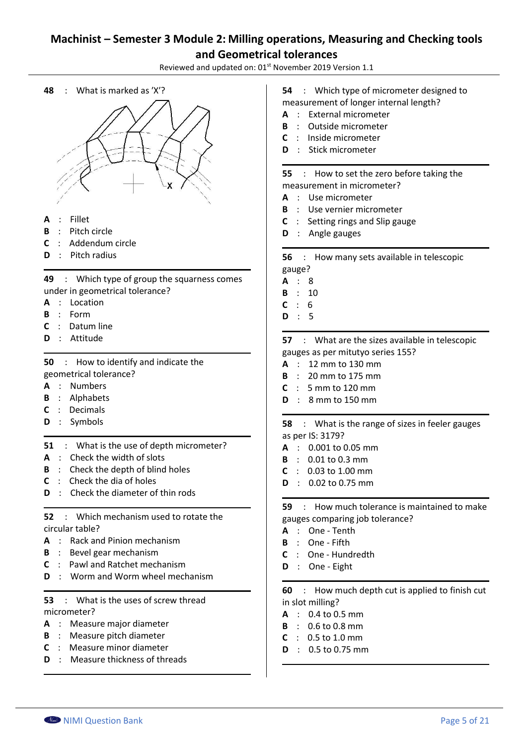## Machinist – Semester 3 Module 2: Milling operations, Measuring and Checking tools and Geometrical tolerances

Reviewed and updated on: 01st November 2019 Version 1.1

**48** : What is marked as 'X'?

**A** : Fillet
**B** : Pitch circle
**C** : Addendum circle
**D** : Pitch radius

---

**49** : Which type of group the squarness comes under in geometrical tolerance?

**A** : Location
**B** : Form
**C** : Datum line
**D** : Attitude

---

**50** : How to identify and indicate the geometrical tolerance?

**A** : Numbers
**B** : Alphabets
**C** : Decimals
**D** : Symbols

---

**51** : What is the use of depth micrometer?

**A** : Check the width of slots
**B** : Check the depth of blind holes
**C** : Check the dia of holes
**D** : Check the diameter of thin rods

---

**52** : Which mechanism used to rotate the circular table?

**A** : Rack and Pinion mechanism
**B** : Bevel gear mechanism
**C** : Pawl and Ratchet mechanism
**D** : Worm and Worm wheel mechanism

---

**53** : What is the uses of screw thread micrometer?

**A** : Measure major diameter
**B** : Measure pitch diameter
**C** : Measure minor diameter
**D** : Measure thickness of threads

---

**54** : Which type of micrometer designed to measurement of longer internal length?

**A** : External micrometer
**B** : Outside micrometer
**C** : Inside micrometer
**D** : Stick micrometer

---

**55** : How to set the zero before taking the measurement in micrometer?

**A** : Use micrometer
**B** : Use vernier micrometer
**C** : Setting rings and Slip gauge
**D** : Angle gauges

---

**56** : How many sets available in telescopic gauge?

**A** : 8
**B** : 10
**C** : 6
**D** : 5

---

**57** : What are the sizes available in telescopic gauges as per mitutyo series 155?

**A** : 12 mm to 130 mm
**B** : 20 mm to 175 mm
**C** : 5 mm to 120 mm
**D** : 8 mm to 150 mm

---

**58** : What is the range of sizes in feeler gauges as per IS: 3179?

**A** : 0.001 to 0.05 mm
**B** : 0.01 to 0.3 mm
**C** : 0.03 to 1.00 mm
**D** : 0.02 to 0.75 mm

---

**59** : How much tolerance is maintained to make gauges comparing job tolerance?

**A** : One - Tenth
**B** : One - Fifth
**C** : One - Hundredth
**D** : One - Eight

---

**60** : How much depth cut is applied to finish cut in slot milling?

**A** : 0.4 to 0.5 mm
**B** : 0.6 to 0.8 mm
**C** : 0.5 to 1.0 mm
**D** : 0.5 to 0.75 mm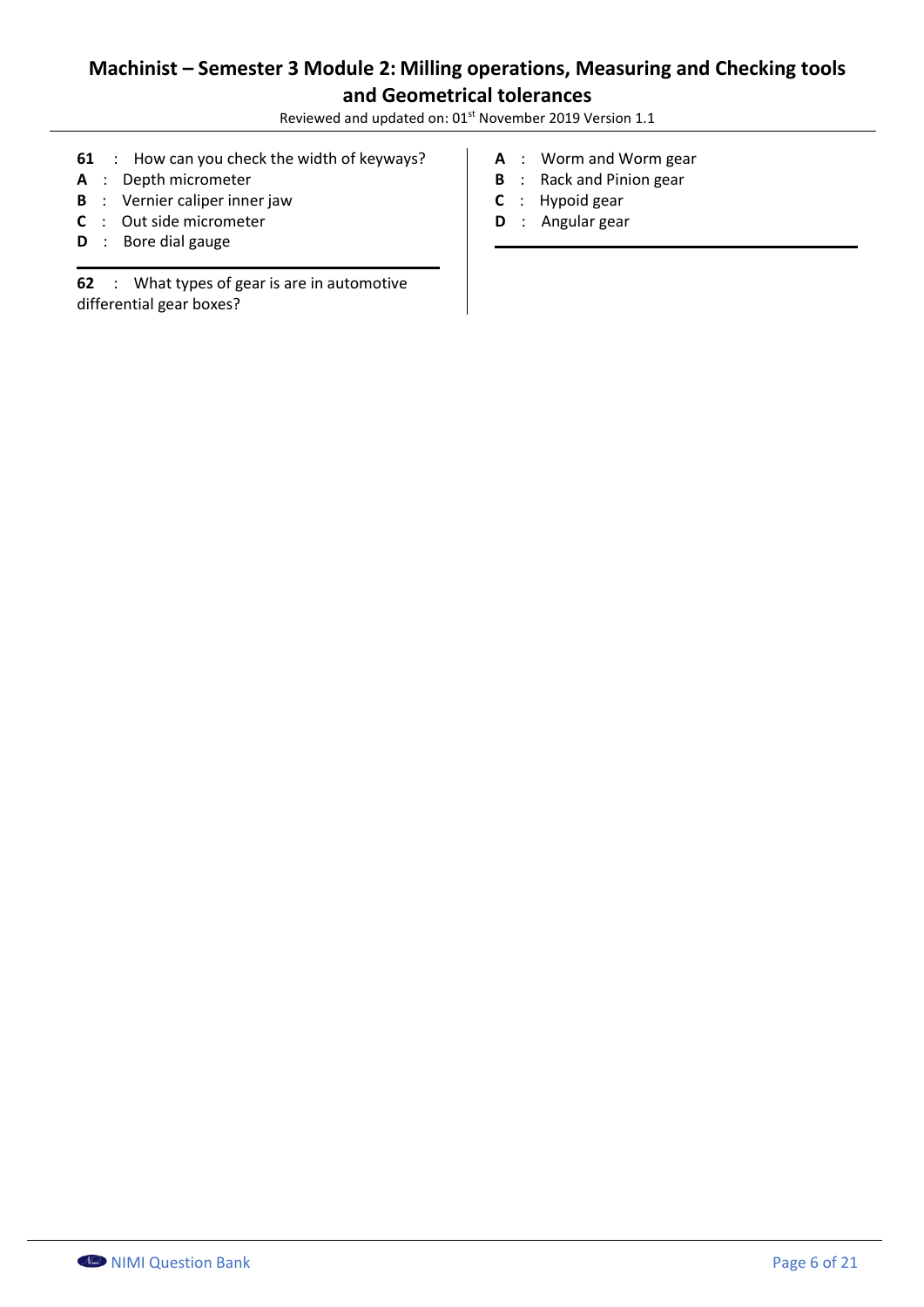**61** : How can you check the width of keyways?

**A** : Depth micrometer

**B** : Vernier caliper inner jaw

**C** : Out side micrometer

**D** : Bore dial gauge

---

**62** : What types of gear is are in automotive differential gear boxes?

**A** : Worm and Worm gear

**B** : Rack and Pinion gear

**C** : Hypoid gear

**D** : Angular gear

---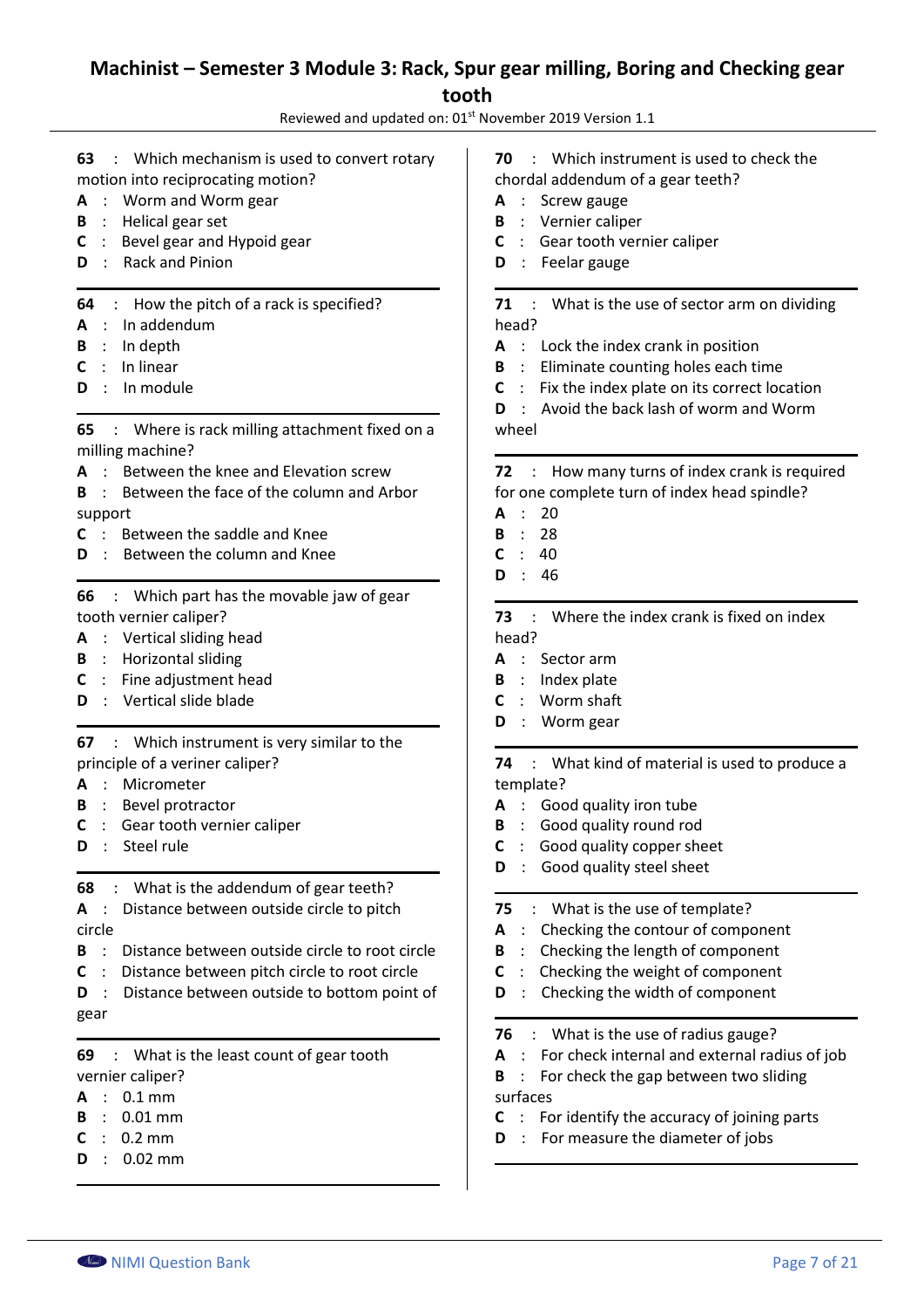63 : Which mechanism is used to convert rotary motion into reciprocating motion?
A : Worm and Worm gear
B : Helical gear set
C : Bevel gear and Hypoid gear
D : Rack and Pinion

64 : How the pitch of a rack is specified?
A : In addendum
B : In depth
C : In linear
D : In module

65 : Where is rack milling attachment fixed on a milling machine?
A : Between the knee and Elevation screw
B : Between the face of the column and Arbor support
C : Between the saddle and Knee
D : Between the column and Knee

66 : Which part has the movable jaw of gear tooth vernier caliper?
A : Vertical sliding head
B : Horizontal sliding
C : Fine adjustment head
D : Vertical slide blade

67 : Which instrument is very similar to the principle of a veriner caliper?
A : Micrometer
B : Bevel protractor
C : Gear tooth vernier caliper
D : Steel rule

68 : What is the addendum of gear teeth?
A : Distance between outside circle to pitch circle
B : Distance between outside circle to root circle
C : Distance between pitch circle to root circle
D : Distance between outside to bottom point of gear

69 : What is the least count of gear tooth vernier caliper?
A : 0.1 mm
B : 0.01 mm
C : 0.2 mm
D : 0.02 mm

70 : Which instrument is used to check the chordal addendum of a gear teeth?
A : Screw gauge
B : Vernier caliper
C : Gear tooth vernier caliper
D : Feelar gauge

71 : What is the use of sector arm on dividing head?
A : Lock the index crank in position
B : Eliminate counting holes each time
C : Fix the index plate on its correct location
D : Avoid the back lash of worm and Worm wheel

72 : How many turns of index crank is required for one complete turn of index head spindle?
A : 20
B : 28
C : 40
D : 46

73 : Where the index crank is fixed on index head?
A : Sector arm
B : Index plate
C : Worm shaft
D : Worm gear

74 : What kind of material is used to produce a template?
A : Good quality iron tube
B : Good quality round rod
C : Good quality copper sheet
D : Good quality steel sheet

75 : What is the use of template?
A : Checking the contour of component
B : Checking the length of component
C : Checking the weight of component
D : Checking the width of component

76 : What is the use of radius gauge?
A : For check internal and external radius of job
B : For check the gap between two sliding surfaces
C : For identify the accuracy of joining parts
D : For measure the diameter of jobs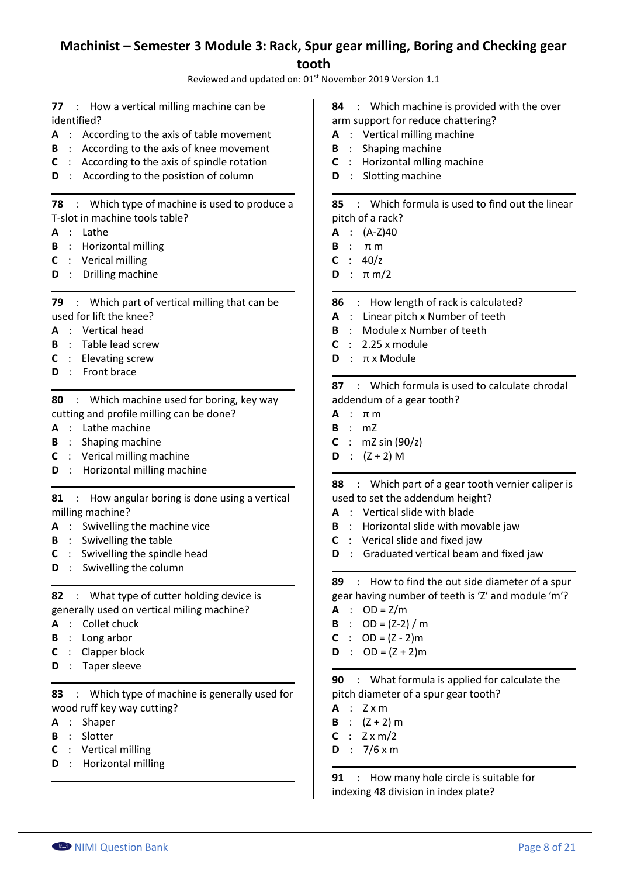# Machinist – Semester 3 Module 3: Rack, Spur gear milling, Boring and Checking gear tooth

Reviewed and updated on: 01st November 2019 Version 1.1

**77** : How a vertical milling machine can be identified?

**A** : According to the axis of table movement
**B** : According to the axis of knee movement
**C** : According to the axis of spindle rotation
**D** : According to the posistion of column

---

**78** : Which type of machine is used to produce a T-slot in machine tools table?

**A** : Lathe
**B** : Horizontal milling
**C** : Verical milling
**D** : Drilling machine

---

**79** : Which part of vertical milling that can be used for lift the knee?

**A** : Vertical head
**B** : Table lead screw
**C** : Elevating screw
**D** : Front brace

---

**80** : Which machine used for boring, key way cutting and profile milling can be done?

**A** : Lathe machine
**B** : Shaping machine
**C** : Verical milling machine
**D** : Horizontal milling machine

---

**81** : How angular boring is done using a vertical milling machine?

**A** : Swivelling the machine vice
**B** : Swivelling the table
**C** : Swivelling the spindle head
**D** : Swivelling the column

---

**82** : What type of cutter holding device is generally used on vertical miling machine?

**A** : Collet chuck
**B** : Long arbor
**C** : Clapper block
**D** : Taper sleeve

---

**83** : Which type of machine is generally used for wood ruff key way cutting?

**A** : Shaper
**B** : Slotter
**C** : Vertical milling
**D** : Horizontal milling

---

**84** : Which machine is provided with the over arm support for reduce chattering?

**A** : Vertical milling machine
**B** : Shaping machine
**C** : Horizontal mlling machine
**D** : Slotting machine

---

**85** : Which formula is used to find out the linear pitch of a rack?

**A** : (A-Z)40
**B** : $\pi$ m
**C** : 40/z
**D** : $\pi$ m/2

---

**86** : How length of rack is calculated?

**A** : Linear pitch x Number of teeth
**B** : Module x Number of teeth
**C** : 2.25 x module
**D** : $\pi$ x Module

---

**87** : Which formula is used to calculate chrodal addendum of a gear tooth?

**A** : $\pi$ m
**B** : mZ
**C** : mZ sin (90/z)
**D** : (Z + 2) M

---

**88** : Which part of a gear tooth vernier caliper is used to set the addendum height?

**A** : Vertical slide with blade
**B** : Horizontal slide with movable jaw
**C** : Verical slide and fixed jaw
**D** : Graduated vertical beam and fixed jaw

---

**89** : How to find the out side diameter of a spur gear having number of teeth is 'Z' and module 'm'?

**A** : OD = Z/m
**B** : OD = (Z-2) / m
**C** : OD = (Z - 2)m
**D** : OD = (Z + 2)m

---

**90** : What formula is applied for calculate the pitch diameter of a spur gear tooth?

**A** : Z x m
**B** : (Z + 2) m
**C** : Z x m/2
**D** : 7/6 x m

---

**91** : How many hole circle is suitable for indexing 48 division in index plate?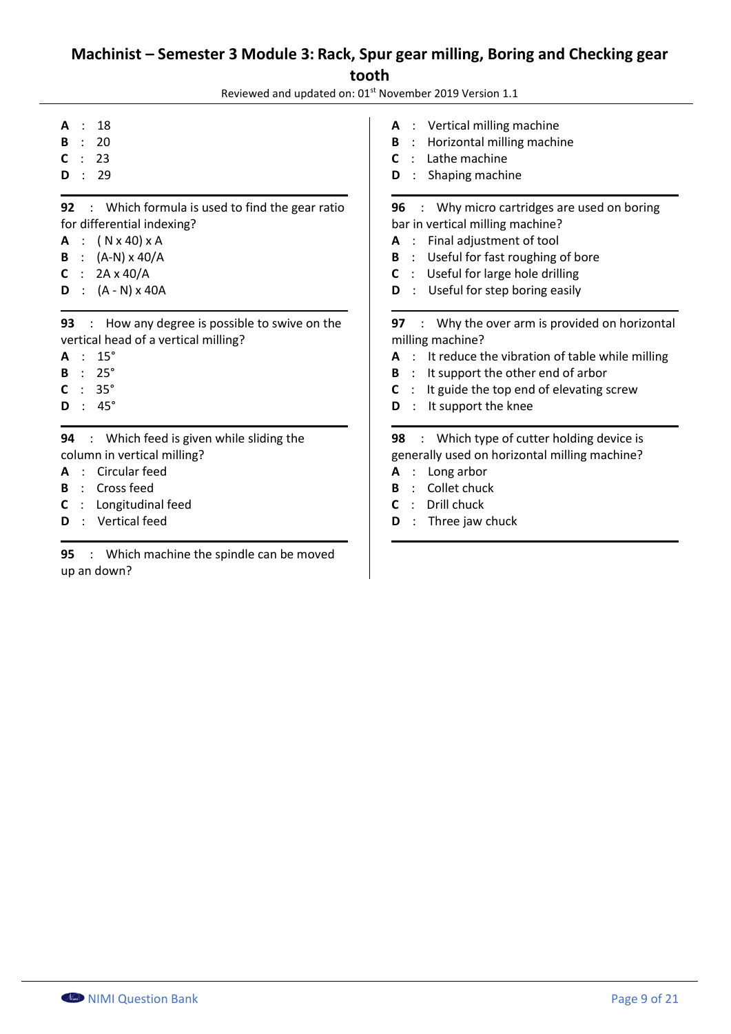A : 18
B : 20
C : 23
D : 29

---

**92** : Which formula is used to find the gear ratio for differential indexing?

A : ( N x 40) x A
B : (A-N) x 40/A
C : 2A x 40/A
D : (A - N) x 40A

---

**93** : How any degree is possible to swive on the vertical head of a vertical milling?

A : 15°
B : 25°
C : 35°
D : 45°

---

**94** : Which feed is given while sliding the column in vertical milling?

A : Circular feed
B : Cross feed
C : Longitudinal feed
D : Vertical feed

---

**95** : Which machine the spindle can be moved up an down?

A : Vertical milling machine
B : Horizontal milling machine
C : Lathe machine
D : Shaping machine

---

**96** : Why micro cartridges are used on boring bar in vertical milling machine?

A : Final adjustment of tool
B : Useful for fast roughing of bore
C : Useful for large hole drilling
D : Useful for step boring easily

---

**97** : Why the over arm is provided on horizontal milling machine?

A : It reduce the vibration of table while milling
B : It support the other end of arbor
C : It guide the top end of elevating screw
D : It support the knee

---

**98** : Which type of cutter holding device is generally used on horizontal milling machine?

A : Long arbor
B : Collet chuck
C : Drill chuck
D : Three jaw chuck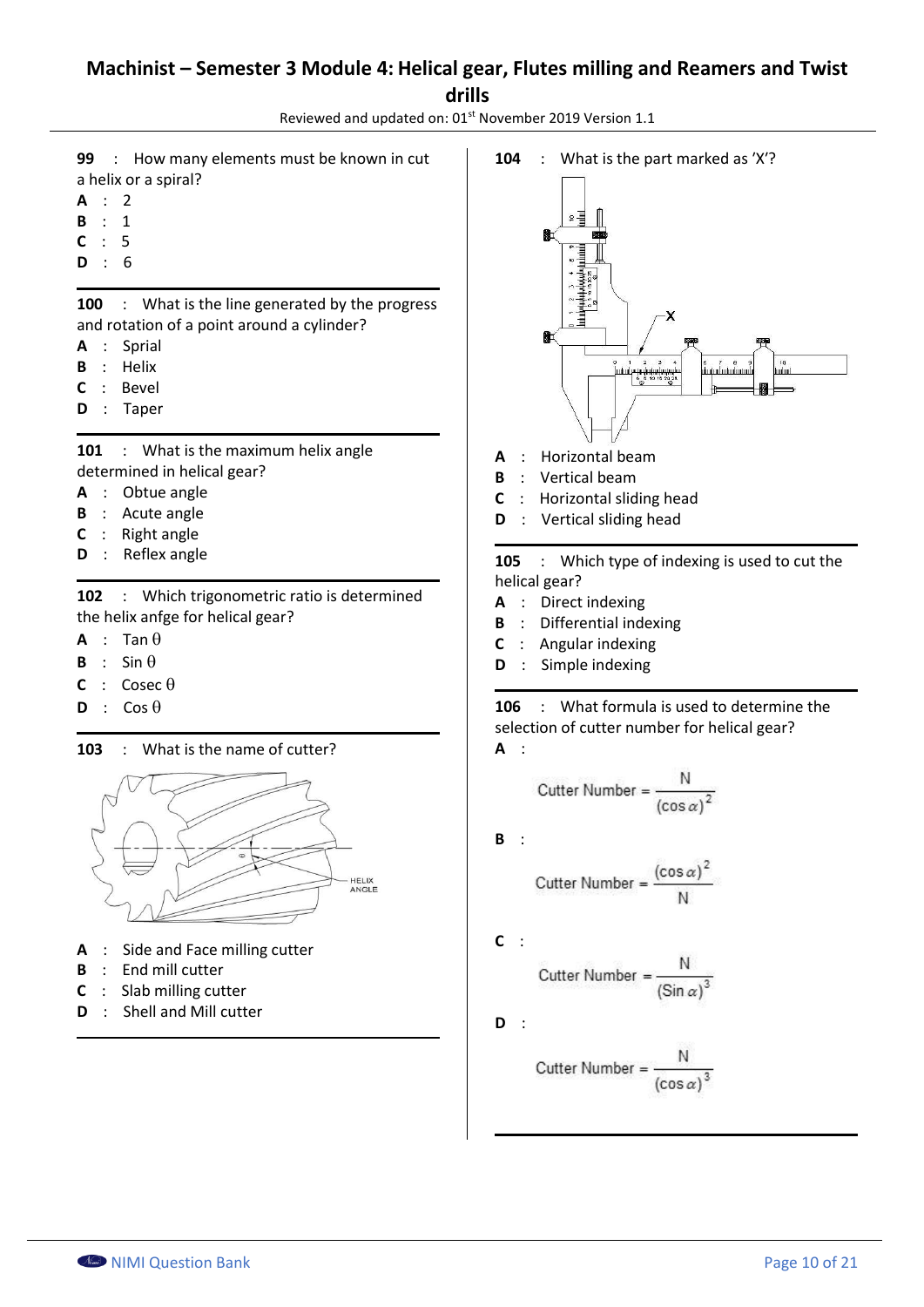99 : How many elements must be known in cut a helix or a spiral?

A : 2

B : 1

C : 5

D : 6

---

100 : What is the line generated by the progress and rotation of a point around a cylinder?

A : Sprial

B : Helix

C : Bevel

D : Taper

---

101 : What is the maximum helix angle determined in helical gear?

A : Obtue angle

B : Acute angle

C : Right angle

D : Reflex angle

---

102 : Which trigonometric ratio is determined the helix anfge for helical gear?

A : Tan $\theta$

B : Sin $\theta$

C : Cosec $\theta$

D : Cos $\theta$

---

103 : What is the name of cutter?

HELIX ANGLE

A : Side and Face milling cutter

B : End mill cutter

C : Slab milling cutter

D : Shell and Mill cutter

---

104 : What is the part marked as 'X'?

A : Horizontal beam

B : Vertical beam

C : Horizontal sliding head

D : Vertical sliding head

---

105 : Which type of indexing is used to cut the helical gear?

A : Direct indexing

B : Differential indexing

C : Angular indexing

D : Simple indexing

---

106 : What formula is used to determine the selection of cutter number for helical gear?

A :

$$\text{Cutter Number} = \frac{N}{(\cos\alpha)^2}$$

B :

$$\text{Cutter Number} = \frac{(\cos\alpha)^2}{N}$$

C :

$$\text{Cutter Number} = \frac{N}{(\text{Sin}\,\alpha)^3}$$

D :

$$\text{Cutter Number} = \frac{N}{(\cos\alpha)^3}$$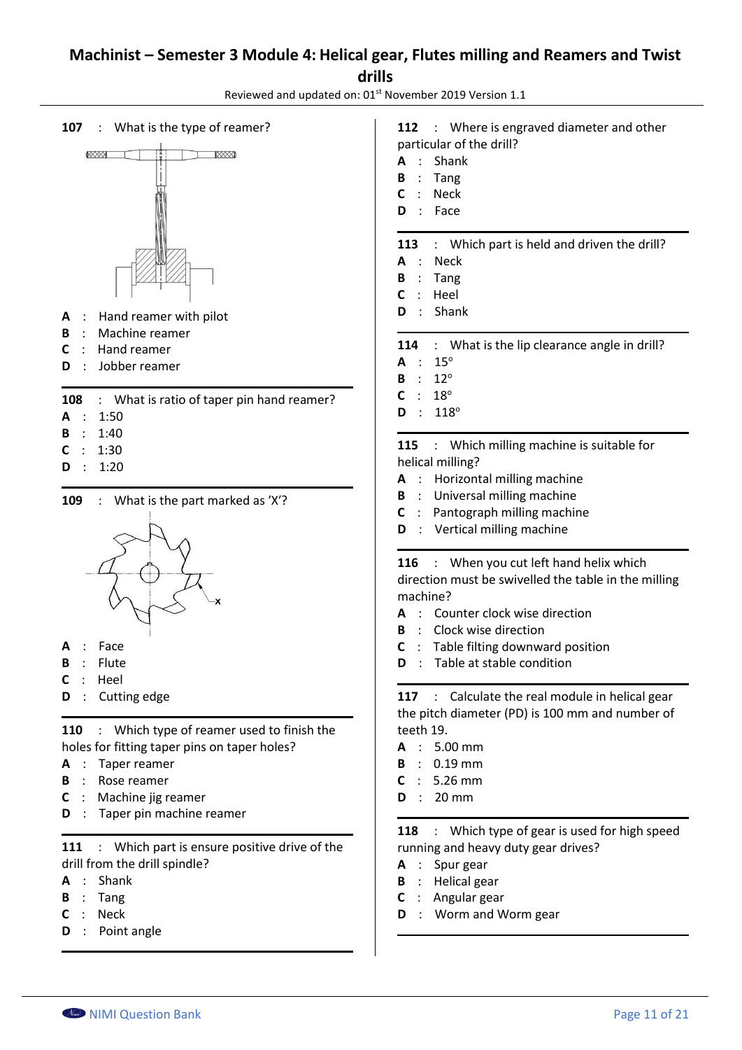# Machinist – Semester 3 Module 4: Helical gear, Flutes milling and Reamers and Twist drills

Reviewed and updated on: 01st November 2019 Version 1.1

**107** : What is the type of reamer?

A : Hand reamer with pilot
B : Machine reamer
C : Hand reamer
D : Jobber reamer

---

**108** : What is ratio of taper pin hand reamer?

A : 1:50
B : 1:40
C : 1:30
D : 1:20

---

**109** : What is the part marked as 'X'?

A : Face
B : Flute
C : Heel
D : Cutting edge

---

**110** : Which type of reamer used to finish the holes for fitting taper pins on taper holes?

A : Taper reamer
B : Rose reamer
C : Machine jig reamer
D : Taper pin machine reamer

---

**111** : Which part is ensure positive drive of the drill from the drill spindle?

A : Shank
B : Tang
C : Neck
D : Point angle

---

**112** : Where is engraved diameter and other particular of the drill?

A : Shank
B : Tang
C : Neck
D : Face

---

**113** : Which part is held and driven the drill?

A : Neck
B : Tang
C : Heel
D : Shank

---

**114** : What is the lip clearance angle in drill?

A : 15°
B : 12°
C : 18°
D : 118°

---

**115** : Which milling machine is suitable for helical milling?

A : Horizontal milling machine
B : Universal milling machine
C : Pantograph milling machine
D : Vertical milling machine

---

**116** : When you cut left hand helix which direction must be swivelled the table in the milling machine?

A : Counter clock wise direction
B : Clock wise direction
C : Table filting downward position
D : Table at stable condition

---

**117** : Calculate the real module in helical gear the pitch diameter (PD) is 100 mm and number of teeth 19.

A : 5.00 mm
B : 0.19 mm
C : 5.26 mm
D : 20 mm

---

**118** : Which type of gear is used for high speed running and heavy duty gear drives?

A : Spur gear
B : Helical gear
C : Angular gear
D : Worm and Worm gear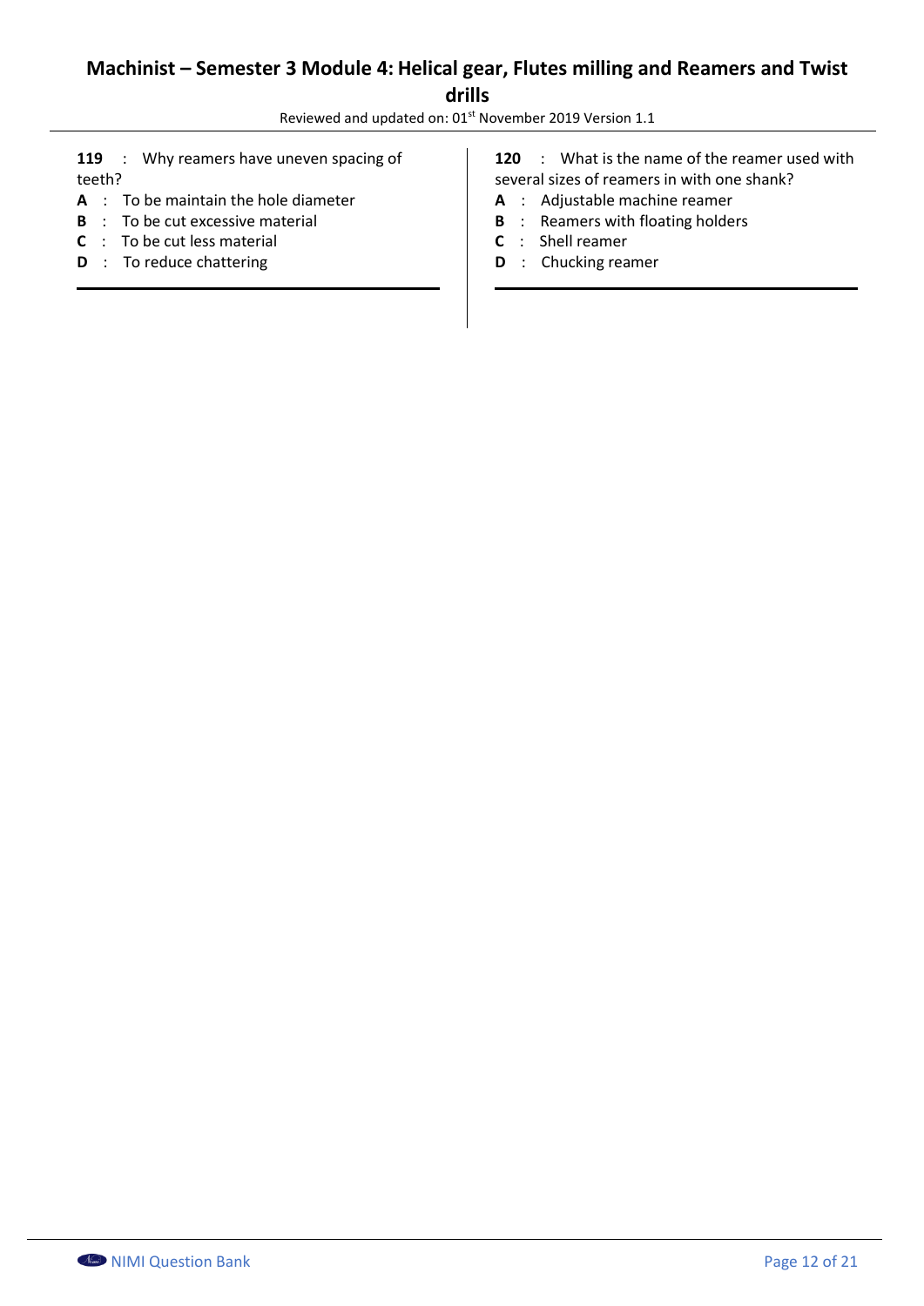**119** : Why reamers have uneven spacing of teeth?

**A** : To be maintain the hole diameter

**B** : To be cut excessive material

**C** : To be cut less material

**D** : To reduce chattering

**120** : What is the name of the reamer used with several sizes of reamers in with one shank?

**A** : Adjustable machine reamer

**B** : Reamers with floating holders

**C** : Shell reamer

**D** : Chucking reamer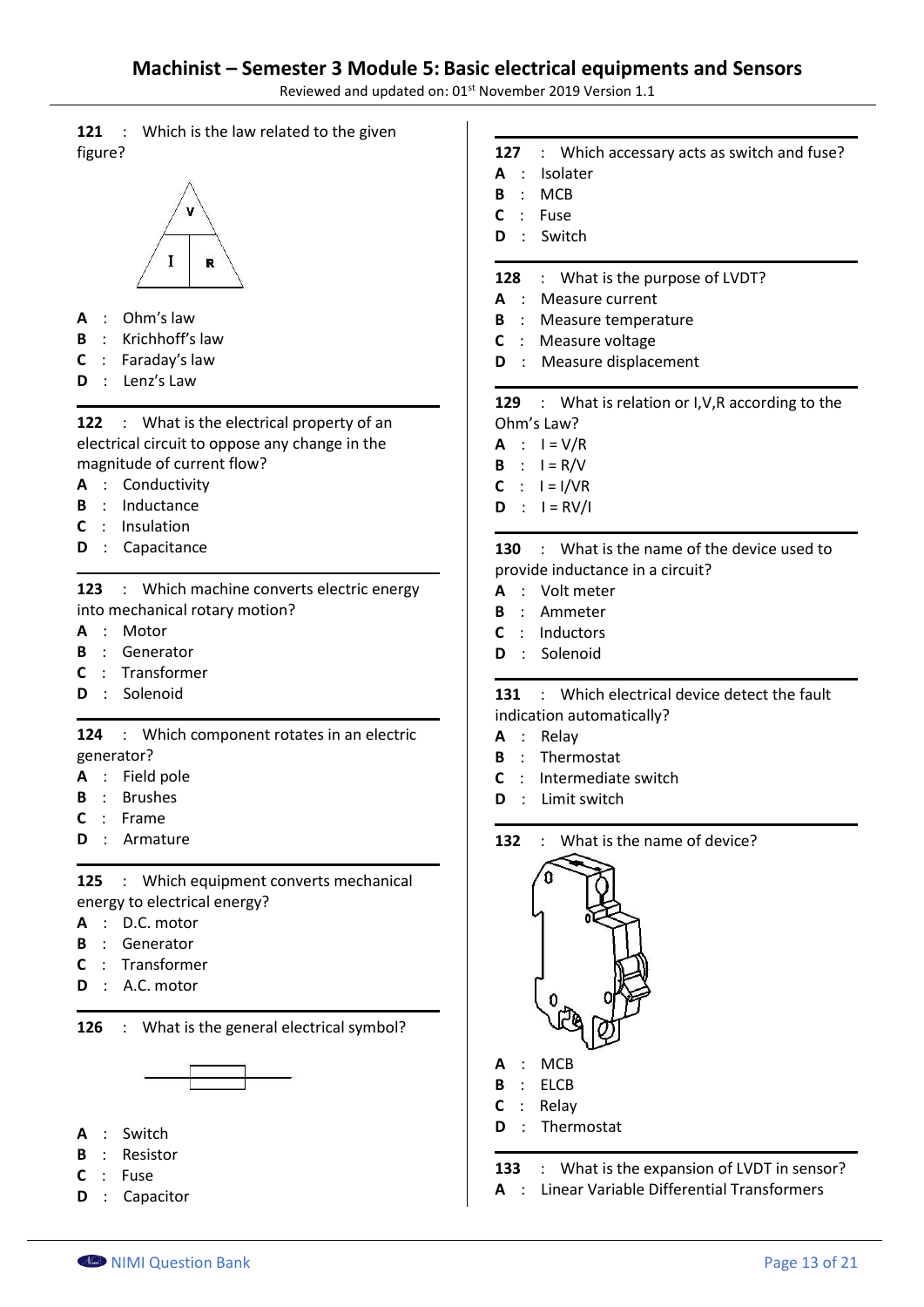**121** : Which is the law related to the given figure?

**A** : Ohm's law
**B** : Krichhoff's law
**C** : Faraday's law
**D** : Lenz's Law

**122** : What is the electrical property of an electrical circuit to oppose any change in the magnitude of current flow?

**A** : Conductivity
**B** : Inductance
**C** : Insulation
**D** : Capacitance

**123** : Which machine converts electric energy into mechanical rotary motion?

**A** : Motor
**B** : Generator
**C** : Transformer
**D** : Solenoid

**124** : Which component rotates in an electric generator?

**A** : Field pole
**B** : Brushes
**C** : Frame
**D** : Armature

**125** : Which equipment converts mechanical energy to electrical energy?

**A** : D.C. motor
**B** : Generator
**C** : Transformer
**D** : A.C. motor

**126** : What is the general electrical symbol?

**A** : Switch
**B** : Resistor
**C** : Fuse
**D** : Capacitor

**127** : Which accessary acts as switch and fuse?

**A** : Isolater
**B** : MCB
**C** : Fuse
**D** : Switch

**128** : What is the purpose of LVDT?

**A** : Measure current
**B** : Measure temperature
**C** : Measure voltage
**D** : Measure displacement

**129** : What is relation or I,V,R according to the Ohm's Law?

**A** : $I = V/R$
**B** : $I = R/V$
**C** : $I = I/VR$
**D** : $I = RV/I$

**130** : What is the name of the device used to provide inductance in a circuit?

**A** : Volt meter
**B** : Ammeter
**C** : Inductors
**D** : Solenoid

**131** : Which electrical device detect the fault indication automatically?

**A** : Relay
**B** : Thermostat
**C** : Intermediate switch
**D** : Limit switch

**132** : What is the name of device?

**A** : MCB
**B** : ELCB
**C** : Relay
**D** : Thermostat

**133** : What is the expansion of LVDT in sensor?

**A** : Linear Variable Differential Transformers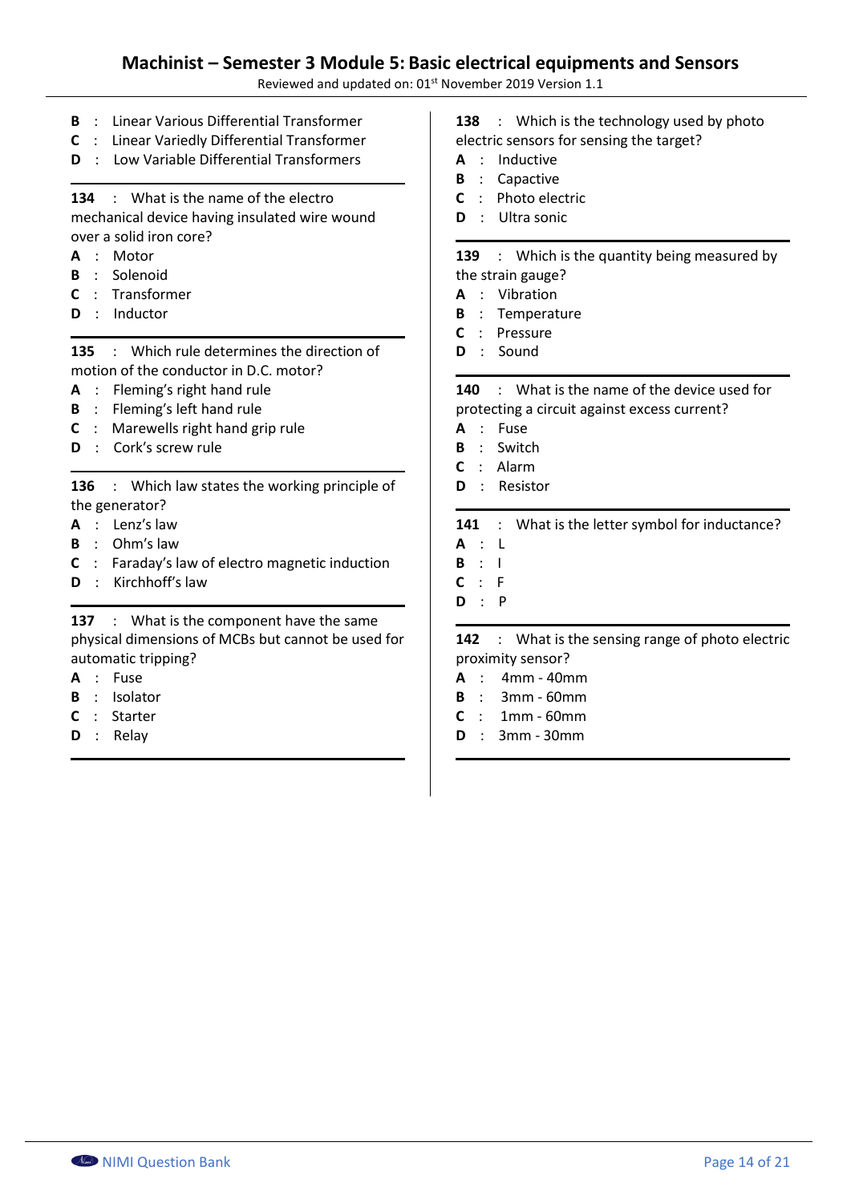B : Linear Various Differential Transformer
C : Linear Variedly Differential Transformer
D : Low Variable Differential Transformers

---

**134** : What is the name of the electro mechanical device having insulated wire wound over a solid iron core?
**A** : Motor
**B** : Solenoid
**C** : Transformer
**D** : Inductor

---

**135** : Which rule determines the direction of motion of the conductor in D.C. motor?
**A** : Fleming's right hand rule
**B** : Fleming's left hand rule
**C** : Marewells right hand grip rule
**D** : Cork's screw rule

---

**136** : Which law states the working principle of the generator?
**A** : Lenz's law
**B** : Ohm's law
**C** : Faraday's law of electro magnetic induction
**D** : Kirchhoff's law

---

**137** : What is the component have the same physical dimensions of MCBs but cannot be used for automatic tripping?
**A** : Fuse
**B** : Isolator
**C** : Starter
**D** : Relay

---

**138** : Which is the technology used by photo electric sensors for sensing the target?
**A** : Inductive
**B** : Capactive
**C** : Photo electric
**D** : Ultra sonic

---

**139** : Which is the quantity being measured by the strain gauge?
**A** : Vibration
**B** : Temperature
**C** : Pressure
**D** : Sound

---

**140** : What is the name of the device used for protecting a circuit against excess current?
**A** : Fuse
**B** : Switch
**C** : Alarm
**D** : Resistor

---

**141** : What is the letter symbol for inductance?
**A** : L
**B** : I
**C** : F
**D** : P

---

**142** : What is the sensing range of photo electric proximity sensor?
**A** : 4mm - 40mm
**B** : 3mm - 60mm
**C** : 1mm - 60mm
**D** : 3mm - 30mm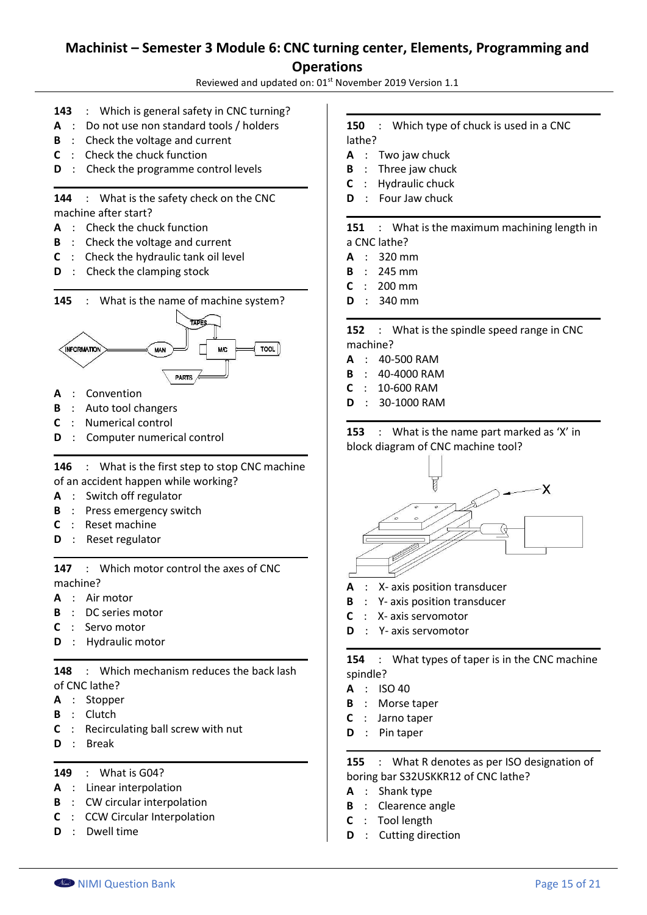# Machinist – Semester 3 Module 6: CNC turning center, Elements, Programming and Operations

Reviewed and updated on: 01st November 2019 Version 1.1

**143** : Which is general safety in CNC turning?

**A** : Do not use non standard tools / holders

**B** : Check the voltage and current

**C** : Check the chuck function

**D** : Check the programme control levels

**144** : What is the safety check on the CNC machine after start?

**A** : Check the chuck function

**B** : Check the voltage and current

**C** : Check the hydraulic tank oil level

**D** : Check the clamping stock

**145** : What is the name of machine system?

INFORMATION — MAN — M/C — TOOL; TAPES; PARTS

**A** : Convention

**B** : Auto tool changers

**C** : Numerical control

**D** : Computer numerical control

**146** : What is the first step to stop CNC machine of an accident happen while working?

**A** : Switch off regulator

**B** : Press emergency switch

**C** : Reset machine

**D** : Reset regulator

**147** : Which motor control the axes of CNC machine?

**A** : Air motor

**B** : DC series motor

**C** : Servo motor

**D** : Hydraulic motor

**148** : Which mechanism reduces the back lash of CNC lathe?

**A** : Stopper

**B** : Clutch

**C** : Recirculating ball screw with nut

**D** : Break

**149** : What is G04?

**A** : Linear interpolation

**B** : CW circular interpolation

**C** : CCW Circular Interpolation

**D** : Dwell time

**150** : Which type of chuck is used in a CNC lathe?

**A** : Two jaw chuck

**B** : Three jaw chuck

**C** : Hydraulic chuck

**D** : Four Jaw chuck

**151** : What is the maximum machining length in a CNC lathe?

**A** : 320 mm

**B** : 245 mm

**C** : 200 mm

**D** : 340 mm

**152** : What is the spindle speed range in CNC machine?

**A** : 40-500 RAM

**B** : 40-4000 RAM

**C** : 10-600 RAM

**D** : 30-1000 RAM

**153** : What is the name part marked as 'X' in block diagram of CNC machine tool?

X

**A** : X- axis position transducer

**B** : Y- axis position transducer

**C** : X- axis servomotor

**D** : Y- axis servomotor

**154** : What types of taper is in the CNC machine spindle?

**A** : ISO 40

**B** : Morse taper

**C** : Jarno taper

**D** : Pin taper

**155** : What R denotes as per ISO designation of boring bar S32USKKR12 of CNC lathe?

**A** : Shank type

**B** : Clearence angle

**C** : Tool length

**D** : Cutting direction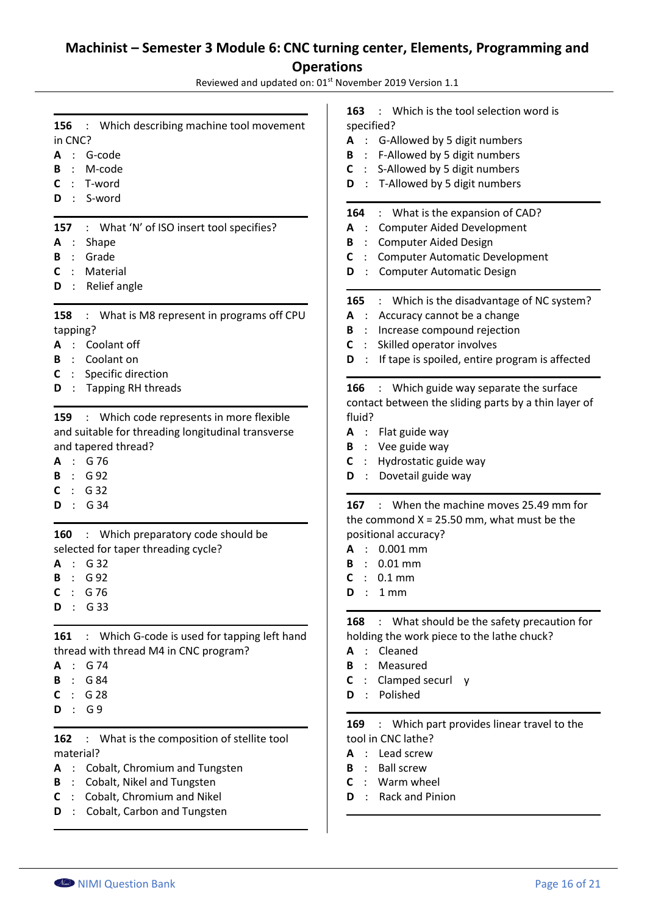**156** : Which describing machine tool movement in CNC?

**A** : G-code
**B** : M-code
**C** : T-word
**D** : S-word

**157** : What 'N' of ISO insert tool specifies?

**A** : Shape
**B** : Grade
**C** : Material
**D** : Relief angle

**158** : What is M8 represent in programs off CPU tapping?

**A** : Coolant off
**B** : Coolant on
**C** : Specific direction
**D** : Tapping RH threads

**159** : Which code represents in more flexible and suitable for threading longitudinal transverse and tapered thread?

**A** : G 76
**B** : G 92
**C** : G 32
**D** : G 34

**160** : Which preparatory code should be selected for taper threading cycle?

**A** : G 32
**B** : G 92
**C** : G 76
**D** : G 33

**161** : Which G-code is used for tapping left hand thread with thread M4 in CNC program?

**A** : G 74
**B** : G 84
**C** : G 28
**D** : G 9

**162** : What is the composition of stellite tool material?

**A** : Cobalt, Chromium and Tungsten
**B** : Cobalt, Nikel and Tungsten
**C** : Cobalt, Chromium and Nickel
**D** : Cobalt, Carbon and Tungsten

**163** : Which is the tool selection word is specified?

**A** : G-Allowed by 5 digit numbers
**B** : F-Allowed by 5 digit numbers
**C** : S-Allowed by 5 digit numbers
**D** : T-Allowed by 5 digit numbers

**164** : What is the expansion of CAD?

**A** : Computer Aided Development
**B** : Computer Aided Design
**C** : Computer Automatic Development
**D** : Computer Automatic Design

**165** : Which is the disadvantage of NC system?

**A** : Accuracy cannot be a change
**B** : Increase compound rejection
**C** : Skilled operator involves
**D** : If tape is spoiled, entire program is affected

**166** : Which guide way separate the surface contact between the sliding parts by a thin layer of fluid?

**A** : Flat guide way
**B** : Vee guide way
**C** : Hydrostatic guide way
**D** : Dovetail guide way

**167** : When the machine moves 25.49 mm for the commond X = 25.50 mm, what must be the positional accuracy?

**A** : 0.001 mm
**B** : 0.01 mm
**C** : 0.1 mm
**D** : 1 mm

**168** : What should be the safety precaution for holding the work piece to the lathe chuck?

**A** : Cleaned
**B** : Measured
**C** : Clamped securl y
**D** : Polished

**169** : Which part provides linear travel to the tool in CNC lathe?

**A** : Lead screw
**B** : Ball screw
**C** : Warm wheel
**D** : Rack and Pinion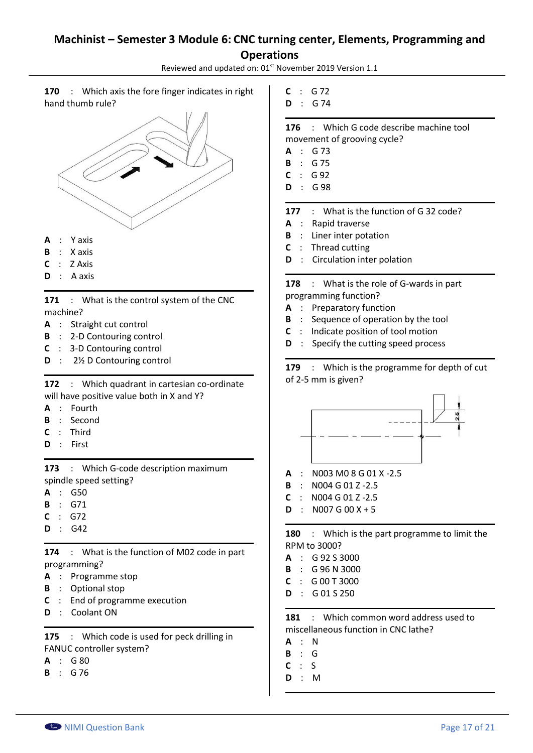# Machinist – Semester 3 Module 6: CNC turning center, Elements, Programming and Operations

Reviewed and updated on: 01st November 2019 Version 1.1

**170** : Which axis the fore finger indicates in right hand thumb rule?

**A** : Y axis
**B** : X axis
**C** : Z Axis
**D** : A axis

---

**171** : What is the control system of the CNC machine?

**A** : Straight cut control
**B** : 2-D Contouring control
**C** : 3-D Contouring control
**D** : 2½ D Contouring control

---

**172** : Which quadrant in cartesian co-ordinate will have positive value both in X and Y?

**A** : Fourth
**B** : Second
**C** : Third
**D** : First

---

**173** : Which G-code description maximum spindle speed setting?

**A** : G50
**B** : G71
**C** : G72
**D** : G42

---

**174** : What is the function of M02 code in part programming?

**A** : Programme stop
**B** : Optional stop
**C** : End of programme execution
**D** : Coolant ON

---

**175** : Which code is used for peck drilling in FANUC controller system?

**A** : G 80
**B** : G 76
**C** : G 72
**D** : G 74

---

**176** : Which G code describe machine tool movement of grooving cycle?

**A** : G 73
**B** : G 75
**C** : G 92
**D** : G 98

---

**177** : What is the function of G 32 code?

**A** : Rapid traverse
**B** : Liner inter potation
**C** : Thread cutting
**D** : Circulation inter polation

---

**178** : What is the role of G-wards in part programming function?

**A** : Preparatory function
**B** : Sequence of operation by the tool
**C** : Indicate position of tool motion
**D** : Specify the cutting speed process

---

**179** : Which is the programme for depth of cut of 2-5 mm is given?

**A** : N003 M0 8 G 01 X -2.5
**B** : N004 G 01 Z -2.5
**C** : N004 G 01 Z -2.5
**D** : N007 G 00 X + 5

---

**180** : Which is the part programme to limit the RPM to 3000?

**A** : G 92 S 3000
**B** : G 96 N 3000
**C** : G 00 T 3000
**D** : G 01 S 250

---

**181** : Which common word address used to miscellaneous function in CNC lathe?

**A** : N
**B** : G
**C** : S
**D** : M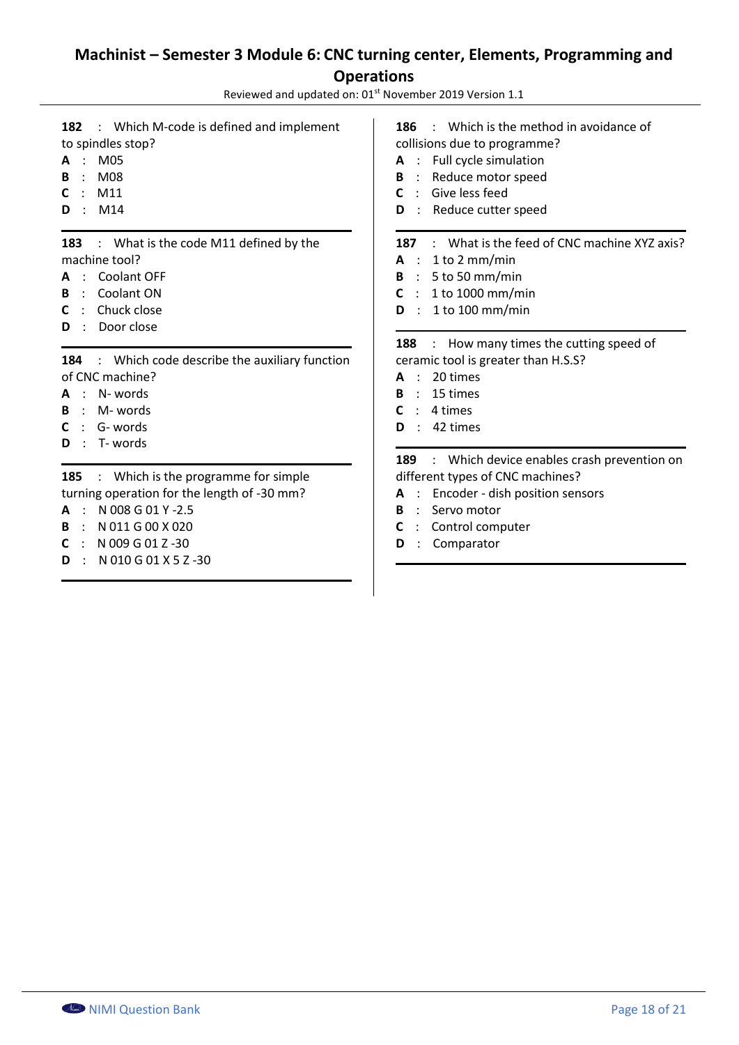**182** : Which M-code is defined and implement to spindles stop?

**A** : M05
**B** : M08
**C** : M11
**D** : M14

---

**183** : What is the code M11 defined by the machine tool?

**A** : Coolant OFF
**B** : Coolant ON
**C** : Chuck close
**D** : Door close

---

**184** : Which code describe the auxiliary function of CNC machine?

**A** : N- words
**B** : M- words
**C** : G- words
**D** : T- words

---

**185** : Which is the programme for simple turning operation for the length of -30 mm?

**A** : N 008 G 01 Y -2.5
**B** : N 011 G 00 X 020
**C** : N 009 G 01 Z -30
**D** : N 010 G 01 X 5 Z -30

---

**186** : Which is the method in avoidance of collisions due to programme?

**A** : Full cycle simulation
**B** : Reduce motor speed
**C** : Give less feed
**D** : Reduce cutter speed

---

**187** : What is the feed of CNC machine XYZ axis?

**A** : 1 to 2 mm/min
**B** : 5 to 50 mm/min
**C** : 1 to 1000 mm/min
**D** : 1 to 100 mm/min

---

**188** : How many times the cutting speed of ceramic tool is greater than H.S.S?

**A** : 20 times
**B** : 15 times
**C** : 4 times
**D** : 42 times

---

**189** : Which device enables crash prevention on different types of CNC machines?

**A** : Encoder - dish position sensors
**B** : Servo motor
**C** : Control computer
**D** : Comparator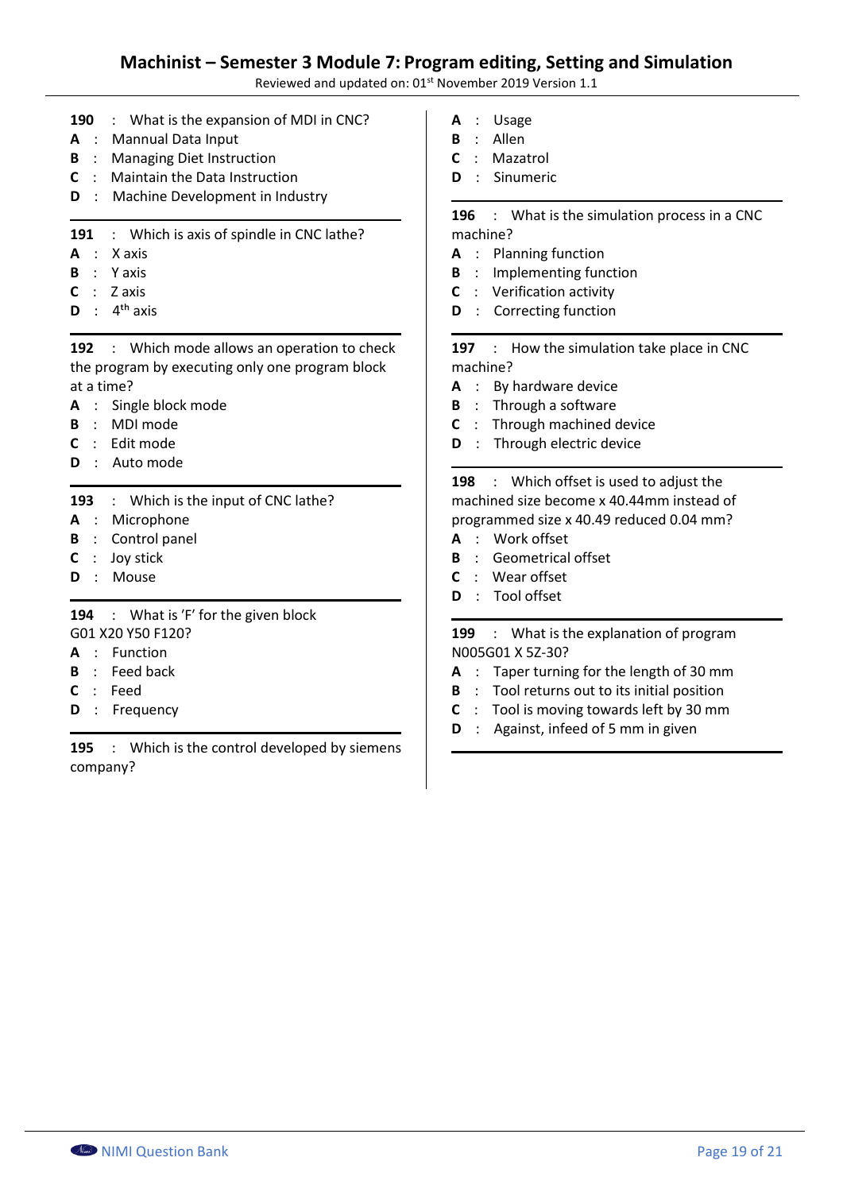**190** : What is the expansion of MDI in CNC?
**A** : Mannual Data Input
**B** : Managing Diet Instruction
**C** : Maintain the Data Instruction
**D** : Machine Development in Industry

---

**191** : Which is axis of spindle in CNC lathe?
**A** : X axis
**B** : Y axis
**C** : Z axis
**D** : 4th axis

---

**192** : Which mode allows an operation to check the program by executing only one program block at a time?
**A** : Single block mode
**B** : MDI mode
**C** : Edit mode
**D** : Auto mode

---

**193** : Which is the input of CNC lathe?
**A** : Microphone
**B** : Control panel
**C** : Joy stick
**D** : Mouse

---

**194** : What is 'F' for the given block G01 X20 Y50 F120?
**A** : Function
**B** : Feed back
**C** : Feed
**D** : Frequency

---

**195** : Which is the control developed by siemens company?
**A** : Usage
**B** : Allen
**C** : Mazatrol
**D** : Sinumeric

---

**196** : What is the simulation process in a CNC machine?
**A** : Planning function
**B** : Implementing function
**C** : Verification activity
**D** : Correcting function

---

**197** : How the simulation take place in CNC machine?
**A** : By hardware device
**B** : Through a software
**C** : Through machined device
**D** : Through electric device

---

**198** : Which offset is used to adjust the machined size become x 40.44mm instead of programmed size x 40.49 reduced 0.04 mm?
**A** : Work offset
**B** : Geometrical offset
**C** : Wear offset
**D** : Tool offset

---

**199** : What is the explanation of program N005G01 X 5Z-30?
**A** : Taper turning for the length of 30 mm
**B** : Tool returns out to its initial position
**C** : Tool is moving towards left by 30 mm
**D** : Against, infeed of 5 mm in given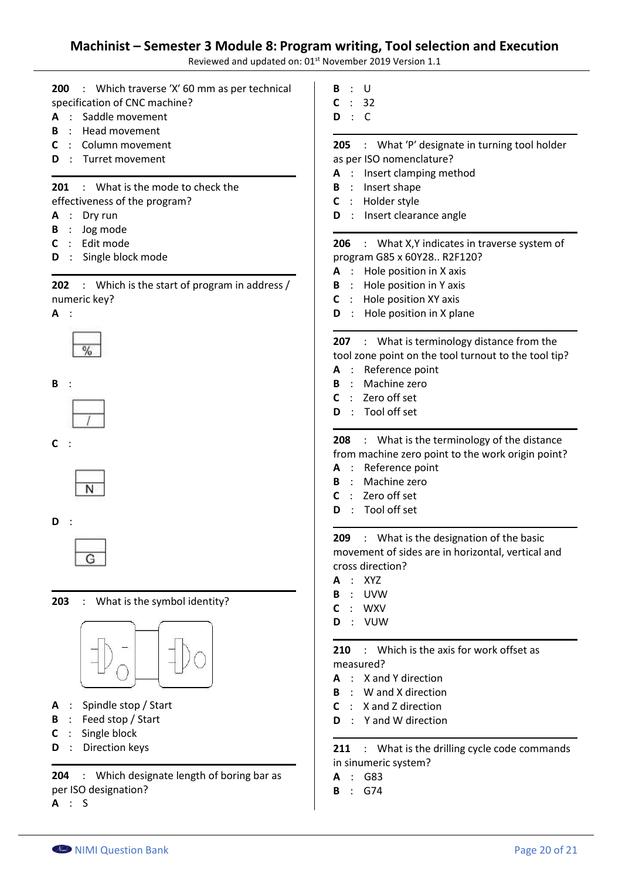200 : Which traverse 'X' 60 mm as per technical specification of CNC machine?

A : Saddle movement
B : Head movement
C : Column movement
D : Turret movement

201 : What is the mode to check the effectiveness of the program?

A : Dry run
B : Jog mode
C : Edit mode
D : Single block mode

202 : Which is the start of program in address / numeric key?

A : %

B : /

C : N

D : G

203 : What is the symbol identity?

A : Spindle stop / Start
B : Feed stop / Start
C : Single block
D : Direction keys

204 : Which designate length of boring bar as per ISO designation?

A : S
B : U
C : 32
D : C

205 : What 'P' designate in turning tool holder as per ISO nomenclature?

A : Insert clamping method
B : Insert shape
C : Holder style
D : Insert clearance angle

206 : What X,Y indicates in traverse system of program G85 x 60Y28.. R2F120?

A : Hole position in X axis
B : Hole position in Y axis
C : Hole position XY axis
D : Hole position in X plane

207 : What is terminology distance from the tool zone point on the tool turnout to the tool tip?

A : Reference point
B : Machine zero
C : Zero off set
D : Tool off set

208 : What is the terminology of the distance from machine zero point to the work origin point?

A : Reference point
B : Machine zero
C : Zero off set
D : Tool off set

209 : What is the designation of the basic movement of sides are in horizontal, vertical and cross direction?

A : XYZ
B : UVW
C : WXV
D : VUW

210 : Which is the axis for work offset as measured?

A : X and Y direction
B : W and X direction
C : X and Z direction
D : Y and W direction

211 : What is the drilling cycle code commands in sinumeric system?

A : G83
B : G74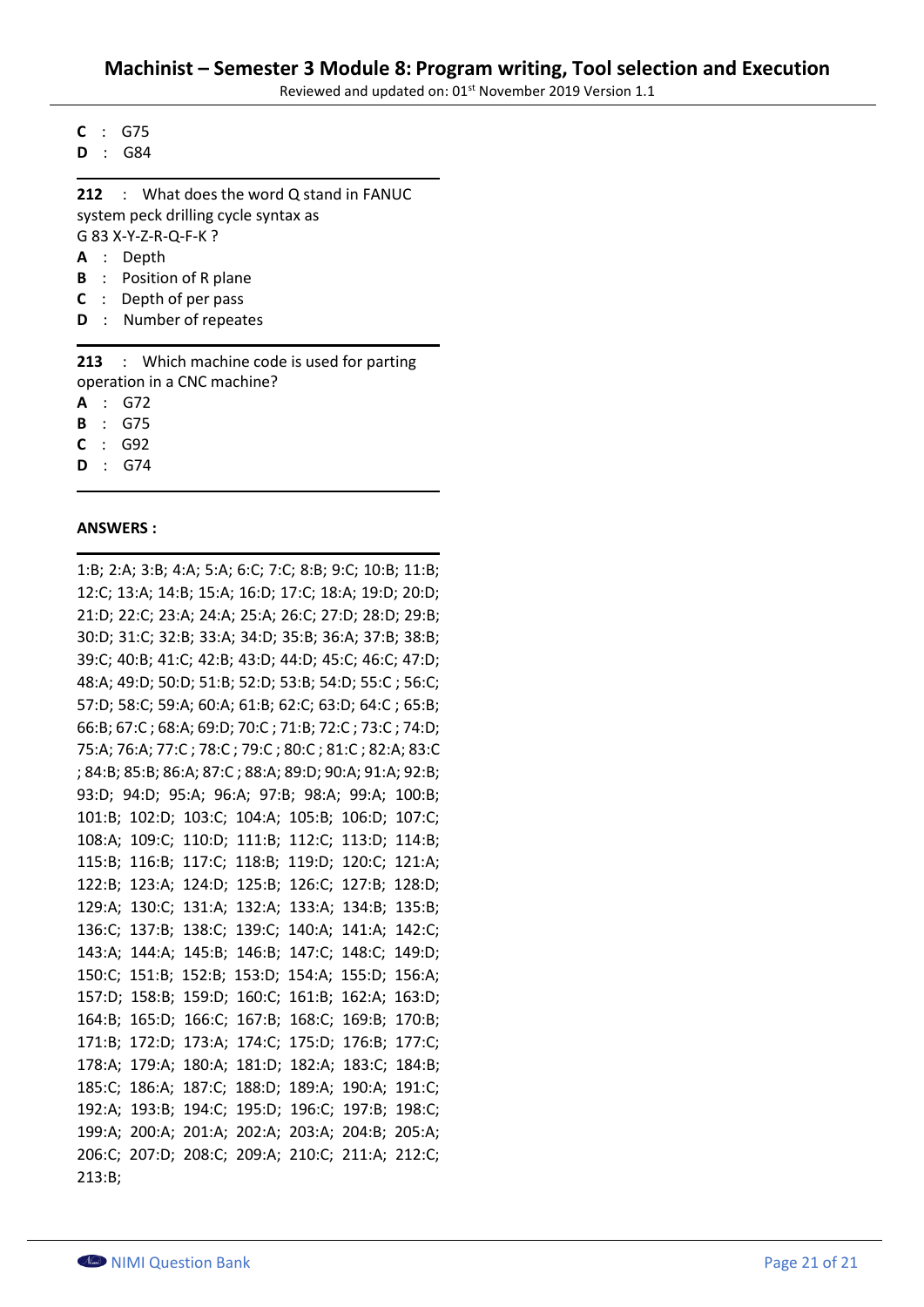**C** : G75

**D** : G84

---

**212** : What does the word Q stand in FANUC system peck drilling cycle syntax as G 83 X-Y-Z-R-Q-F-K ?

**A** : Depth

**B** : Position of R plane

**C** : Depth of per pass

**D** : Number of repeates

---

**213** : Which machine code is used for parting operation in a CNC machine?

**A** : G72

**B** : G75

**C** : G92

**D** : G74

---

**ANSWERS :**

---

1:B; 2:A; 3:B; 4:A; 5:A; 6:C; 7:C; 8:B; 9:C; 10:B; 11:B; 12:C; 13:A; 14:B; 15:A; 16:D; 17:C; 18:A; 19:D; 20:D; 21:D; 22:C; 23:A; 24:A; 25:A; 26:C; 27:D; 28:D; 29:B; 30:D; 31:C; 32:B; 33:A; 34:D; 35:B; 36:A; 37:B; 38:B; 39:C; 40:B; 41:C; 42:B; 43:D; 44:D; 45:C; 46:C; 47:D; 48:A; 49:D; 50:D; 51:B; 52:D; 53:B; 54:D; 55:C ; 56:C; 57:D; 58:C; 59:A; 60:A; 61:B; 62:C; 63:D; 64:C ; 65:B; 66:B; 67:C ; 68:A; 69:D; 70:C ; 71:B; 72:C ; 73:C ; 74:D; 75:A; 76:A; 77:C ; 78:C ; 79:C ; 80:C ; 81:C ; 82:A; 83:C ; 84:B; 85:B; 86:A; 87:C ; 88:A; 89:D; 90:A; 91:A; 92:B; 93:D; 94:D; 95:A; 96:A; 97:B; 98:A; 99:A; 100:B; 101:B; 102:D; 103:C; 104:A; 105:B; 106:D; 107:C; 108:A; 109:C; 110:D; 111:B; 112:C; 113:D; 114:B; 115:B; 116:B; 117:C; 118:B; 119:D; 120:C; 121:A; 122:B; 123:A; 124:D; 125:B; 126:C; 127:B; 128:D; 129:A; 130:C; 131:A; 132:A; 133:A; 134:B; 135:B; 136:C; 137:B; 138:C; 139:C; 140:A; 141:A; 142:C; 143:A; 144:A; 145:B; 146:B; 147:C; 148:C; 149:D; 150:C; 151:B; 152:B; 153:D; 154:A; 155:D; 156:A; 157:D; 158:B; 159:D; 160:C; 161:B; 162:A; 163:D; 164:B; 165:D; 166:C; 167:B; 168:C; 169:B; 170:B; 171:B; 172:D; 173:A; 174:C; 175:D; 176:B; 177:C; 178:A; 179:A; 180:A; 181:D; 182:A; 183:C; 184:B; 185:C; 186:A; 187:C; 188:D; 189:A; 190:A; 191:C; 192:A; 193:B; 194:C; 195:D; 196:C; 197:B; 198:C; 199:A; 200:A; 201:A; 202:A; 203:A; 204:B; 205:A; 206:C; 207:D; 208:C; 209:A; 210:C; 211:A; 212:C; 213:B;